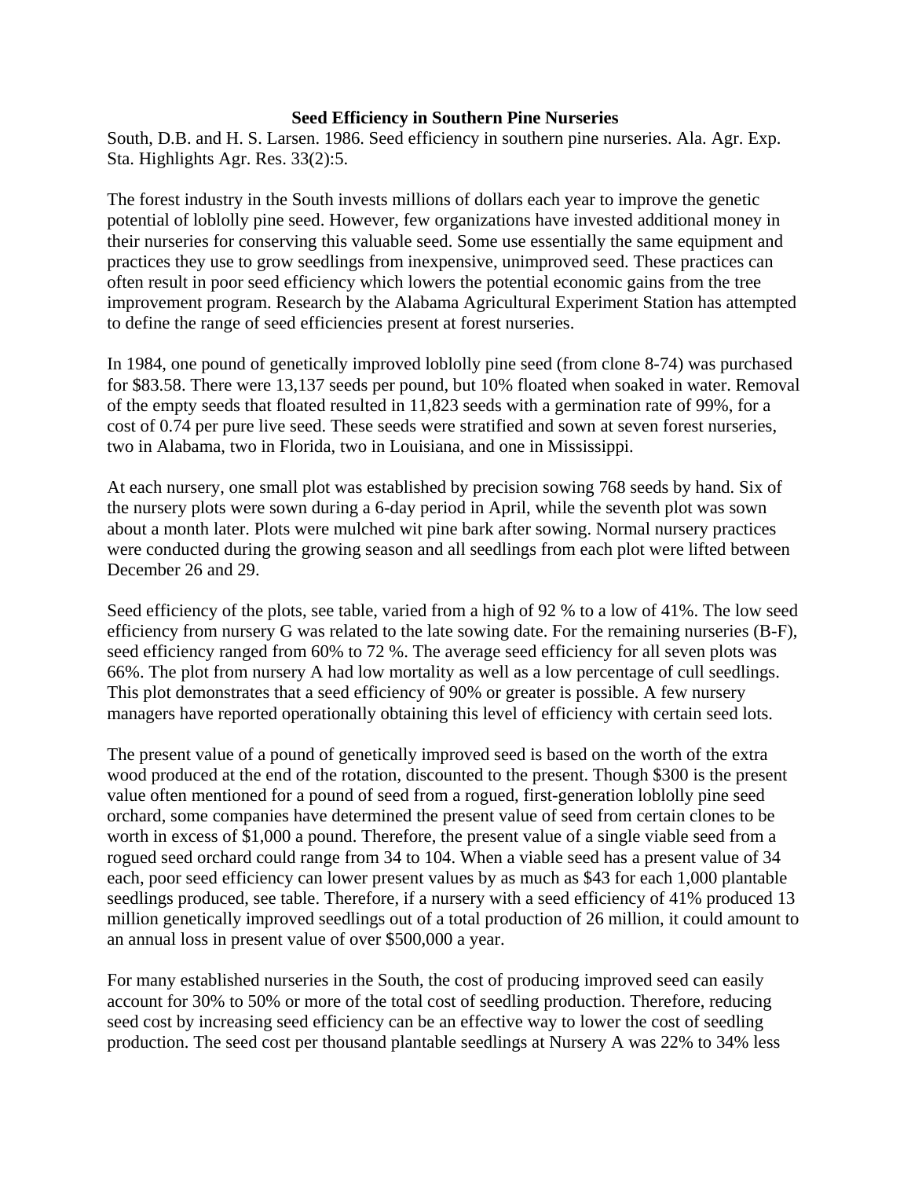**Seed Efficiency in Southern Pine Nurseries**

South, D.B. and H. S. Larsen. 1986. Seed efficiency in southern pine nurseries. Ala. Agr. Exp. Sta. Highlights Agr. Res. 33(2):5.

The forest industry in the South invests millions of dollars each year to improve the genetic potential of loblolly pine seed. However, few organizations have invested additional money in their nurseries for conserving this valuable seed. Some use essentially the same equipment and practices they use to grow seedlings from inexpensive, unimproved seed. These practices can often result in poor seed efficiency which lowers the potential economic gains from the tree improvement program. Research by the Alabama Agricultural Experiment Station has attempted to define the range of seed efficiencies present at forest nurseries.

In 1984, one pound of genetically improved loblolly pine seed (from clone 8-74) was purchased for $83.58. There were 13,137 seeds per pound, but 10% floated when soaked in water. Removal of the empty seeds that floated resulted in 11,823 seeds with a germination rate of 99%, for a cost of 0.74 per pure live seed. These seeds were stratified and sown at seven forest nurseries, two in Alabama, two in Florida, two in Louisiana, and one in Mississippi.

At each nursery, one small plot was established by precision sowing 768 seeds by hand. Six of the nursery plots were sown during a 6-day period in April, while the seventh plot was sown about a month later. Plots were mulched wit pine bark after sowing. Normal nursery practices were conducted during the growing season and all seedlings from each plot were lifted between December 26 and 29.

Seed efficiency of the plots, see table, varied from a high of 92 % to a low of 41%. The low seed efficiency from nursery G was related to the late sowing date. For the remaining nurseries (B-F), seed efficiency ranged from 60% to 72 %. The average seed efficiency for all seven plots was 66%. The plot from nursery A had low mortality as well as a low percentage of cull seedlings. This plot demonstrates that a seed efficiency of 90% or greater is possible. A few nursery managers have reported operationally obtaining this level of efficiency with certain seed lots.

The present value of a pound of genetically improved seed is based on the worth of the extra wood produced at the end of the rotation, discounted to the present. Though $300 is the present value often mentioned for a pound of seed from a rogued, first-generation loblolly pine seed orchard, some companies have determined the present value of seed from certain clones to be worth in excess of $1,000 a pound. Therefore, the present value of a single viable seed from a rogued seed orchard could range from 34 to 104. When a viable seed has a present value of 34 each, poor seed efficiency can lower present values by as much as $43 for each 1,000 plantable seedlings produced, see table. Therefore, if a nursery with a seed efficiency of 41% produced 13 million genetically improved seedlings out of a total production of 26 million, it could amount to an annual loss in present value of over $500,000 a year.

For many established nurseries in the South, the cost of producing improved seed can easily account for 30% to 50% or more of the total cost of seedling production. Therefore, reducing seed cost by increasing seed efficiency can be an effective way to lower the cost of seedling production. The seed cost per thousand plantable seedlings at Nursery A was 22% to 34% less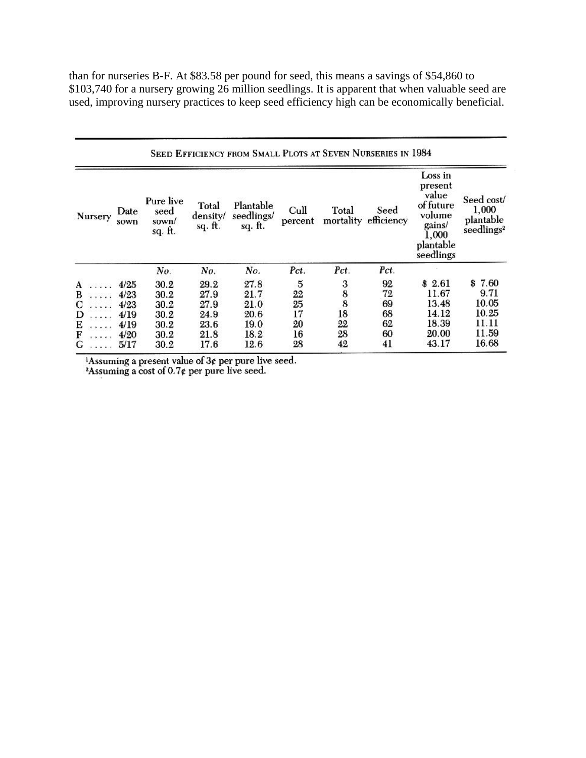than for nurseries B-F. At $83.58 per pound for seed, this means a savings of $54,860 to $103,740 for a nursery growing 26 million seedlings. It is apparent that when valuable seed are used, improving nursery practices to keep seed efficiency high can be economically beneficial.

SEED EFFICIENCY FROM SMALL PLOTS AT SEVEN NURSERIES IN 1984

| Nursery | Date sown | Pure live seed sown/ sq. ft. | Total density/ sq. ft. | Plantable seedlings/ sq. ft. | Cull percent | Total mortality | Seed efficiency | Loss in present value of future volume gains/ 1,000 plantable seedlings[1] | Seed cost/ 1,000 plantable seedlings[2] |
|---|---|---|---|---|---|---|---|---|---|
| | | *No.* | *No.* | *No.* | *Pct.* | *Pct.* | *Pct.* | | |
| A ..... | 4/25 | 30.2 | 29.2 | 27.8 | 5 | 3 | 92 | $ 2.61 | $ 7.60 |
| B ..... | 4/23 | 30.2 | 27.9 | 21.7 | 22 | 8 | 72 | 11.67 | 9.71 |
| C ..... | 4/23 | 30.2 | 27.9 | 21.0 | 25 | 8 | 69 | 13.48 | 10.05 |
| D ..... | 4/19 | 30.2 | 24.9 | 20.6 | 17 | 18 | 68 | 14.12 | 10.25 |
| E ..... | 4/19 | 30.2 | 23.6 | 19.0 | 20 | 22 | 62 | 18.39 | 11.11 |
| F ..... | 4/20 | 30.2 | 21.8 | 18.2 | 16 | 28 | 60 | 20.00 | 11.59 |
| G ..... | 5/17 | 30.2 | 17.6 | 12.6 | 28 | 42 | 41 | 43.17 | 16.68 |

[1]Assuming a present value of 3¢ per pure live seed.
[2]Assuming a cost of 0.7¢ per pure live seed.